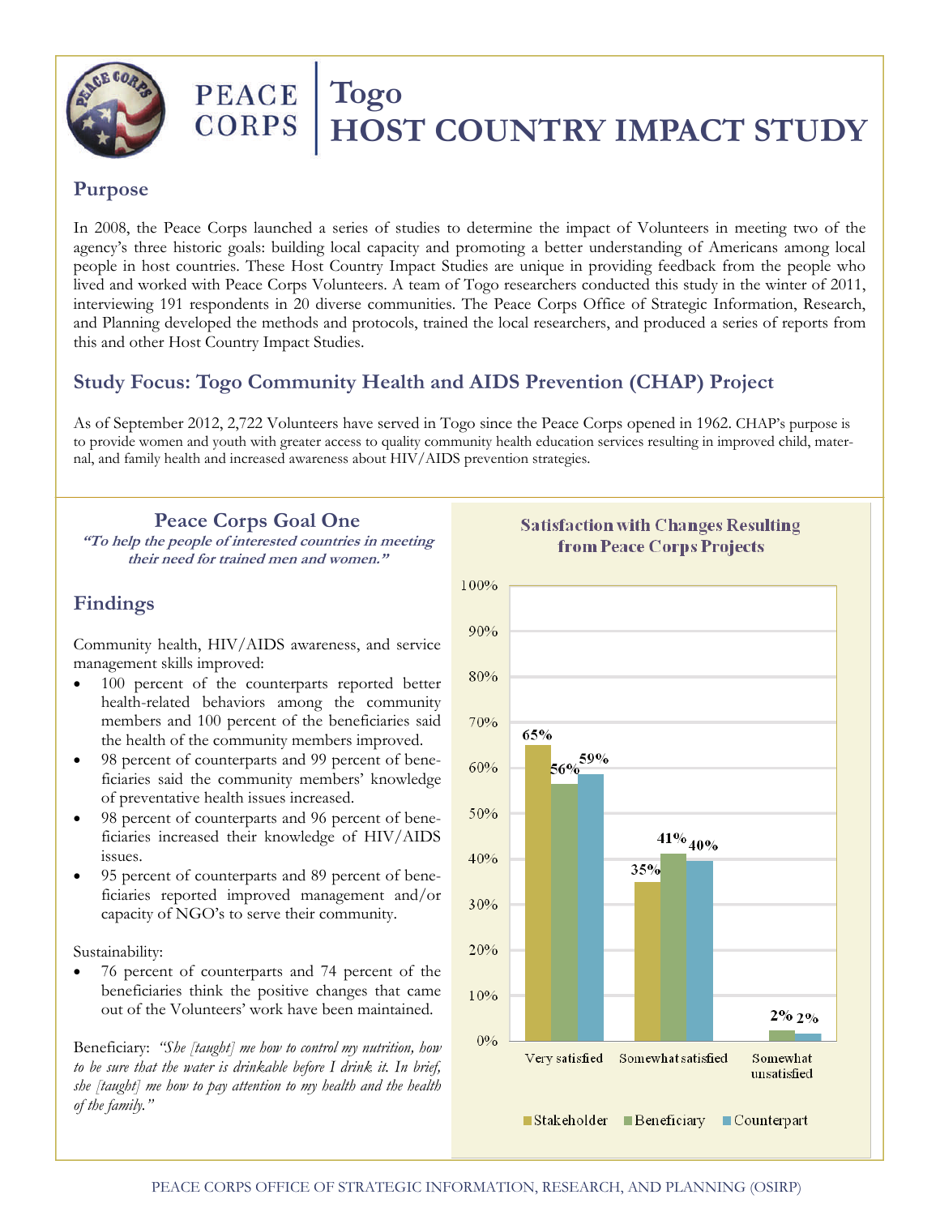# PEACE CORPS | Togo HOST COUNTRY IMPACT STUDY

## Purpose

In 2008, the Peace Corps launched a series of studies to determine the impact of Volunteers in meeting two of the agency's three historic goals: building local capacity and promoting a better understanding of Americans among local people in host countries. These Host Country Impact Studies are unique in providing feedback from the people who lived and worked with Peace Corps Volunteers. A team of Togo researchers conducted this study in the winter of 2011, interviewing 191 respondents in 20 diverse communities. The Peace Corps Office of Strategic Information, Research, and Planning developed the methods and protocols, trained the local researchers, and produced a series of reports from this and other Host Country Impact Studies.

## Study Focus: Togo Community Health and AIDS Prevention (CHAP) Project

As of September 2012, 2,722 Volunteers have served in Togo since the Peace Corps opened in 1962. CHAP's purpose is to provide women and youth with greater access to quality community health education services resulting in improved child, maternal, and family health and increased awareness about HIV/AIDS prevention strategies.

### Peace Corps Goal One

***"To help the people of interested countries in meeting their need for trained men and women."***

## Findings

Community health, HIV/AIDS awareness, and service management skills improved:

- 100 percent of the counterparts reported better health-related behaviors among the community members and 100 percent of the beneficiaries said the health of the community members improved.
- 98 percent of counterparts and 99 percent of beneficiaries said the community members' knowledge of preventative health issues increased.
- 98 percent of counterparts and 96 percent of beneficiaries increased their knowledge of HIV/AIDS issues.
- 95 percent of counterparts and 89 percent of beneficiaries reported improved management and/or capacity of NGO's to serve their community.

Sustainability:

- 76 percent of counterparts and 74 percent of the beneficiaries think the positive changes that came out of the Volunteers' work have been maintained.

Beneficiary: *"She [taught] me how to control my nutrition, how to be sure that the water is drinkable before I drink it. In brief, she [taught] me how to pay attention to my health and the health of the family."*

**Satisfaction with Changes Resulting from Peace Corps Projects**

| | Stakeholder | Beneficiary | Counterpart |
|---|---|---|---|
| Very satisfied | 65% | 56% | 59% |
| Somewhat satisfied | 35% | 41% | 40% |
| Somewhat unsatisfied | | 2% | 2% |

PEACE CORPS OFFICE OF STRATEGIC INFORMATION, RESEARCH, AND PLANNING (OSIRP)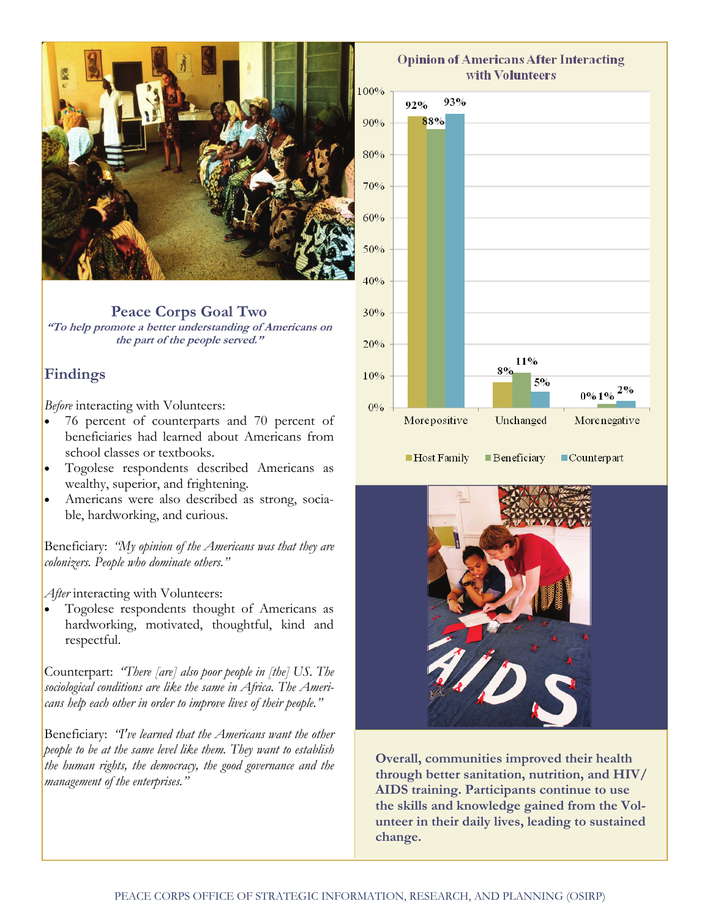## Peace Corps Goal Two

***"To help promote a better understanding of Americans on the part of the people served."***

## Findings

*Before* interacting with Volunteers:

- 76 percent of counterparts and 70 percent of beneficiaries had learned about Americans from school classes or textbooks.
- Togolese respondents described Americans as wealthy, superior, and frightening.
- Americans were also described as strong, sociable, hardworking, and curious.

Beneficiary: *"My opinion of the Americans was that they are colonizers. People who dominate others."*

*After* interacting with Volunteers:

- Togolese respondents thought of Americans as hardworking, motivated, thoughtful, kind and respectful.

Counterpart: *"There [are] also poor people in [the] US. The sociological conditions are like the same in Africa. The Americans help each other in order to improve lives of their people."*

Beneficiary: *"I've learned that the Americans want the other people to be at the same level like them. They want to establish the human rights, the democracy, the good governance and the management of the enterprises."*

**Opinion of Americans After Interacting with Volunteers**

100%
90%
80%
70%
60%
50%
40%
30%
20%
10%
0%

More positive: 92% 88% 93%
Unchanged: 8% 11% 5%
More negative: 0% 1% 2%

Host Family
Beneficiary
Counterpart

**Overall, communities improved their health through better sanitation, nutrition, and HIV/AIDS training. Participants continue to use the skills and knowledge gained from the Volunteer in their daily lives, leading to sustained change.**